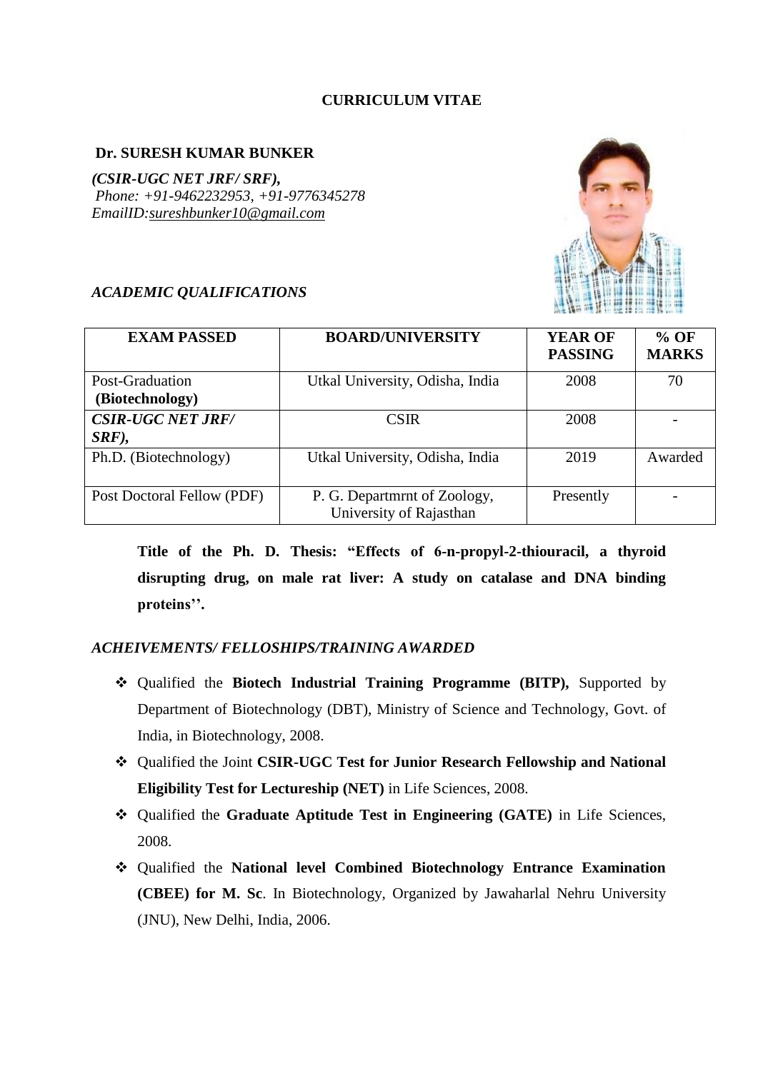**CURRICULUM VITAE**

**Dr. SURESH KUMAR BUNKER**

***(CSIR-UGC NET JRF/ SRF),***
*Phone: +91-9462232953, +91-9776345278*
*EmailID:sureshbunker10@gmail.com*

## *ACADEMIC QUALIFICATIONS*

| EXAM PASSED | BOARD/UNIVERSITY | YEAR OF PASSING | % OF MARKS |
|---|---|---|---|
| Post-Graduation **(Biotechnology)** | Utkal University, Odisha, India | 2008 | 70 |
| ***CSIR-UGC NET JRF/ SRF),*** | CSIR | 2008 | - |
| Ph.D. (Biotechnology) | Utkal University, Odisha, India | 2019 | Awarded |
| Post Doctoral Fellow (PDF) | P. G. Departmrnt of Zoology, University of Rajasthan | Presently | - |

**Title of the Ph. D. Thesis: "Effects of 6-n-propyl-2-thiouracil, a thyroid disrupting drug, on male rat liver: A study on catalase and DNA binding proteins''.**

## *ACHEIVEMENTS/ FELLOSHIPS/TRAINING AWARDED*

- Qualified the **Biotech Industrial Training Programme (BITP),** Supported by Department of Biotechnology (DBT), Ministry of Science and Technology, Govt. of India, in Biotechnology, 2008.
- Qualified the Joint **CSIR-UGC Test for Junior Research Fellowship and National Eligibility Test for Lectureship (NET)** in Life Sciences, 2008.
- Qualified the **Graduate Aptitude Test in Engineering (GATE)** in Life Sciences, 2008.
- Qualified the **National level Combined Biotechnology Entrance Examination (CBEE) for M. Sc**. In Biotechnology, Organized by Jawaharlal Nehru University (JNU), New Delhi, India, 2006.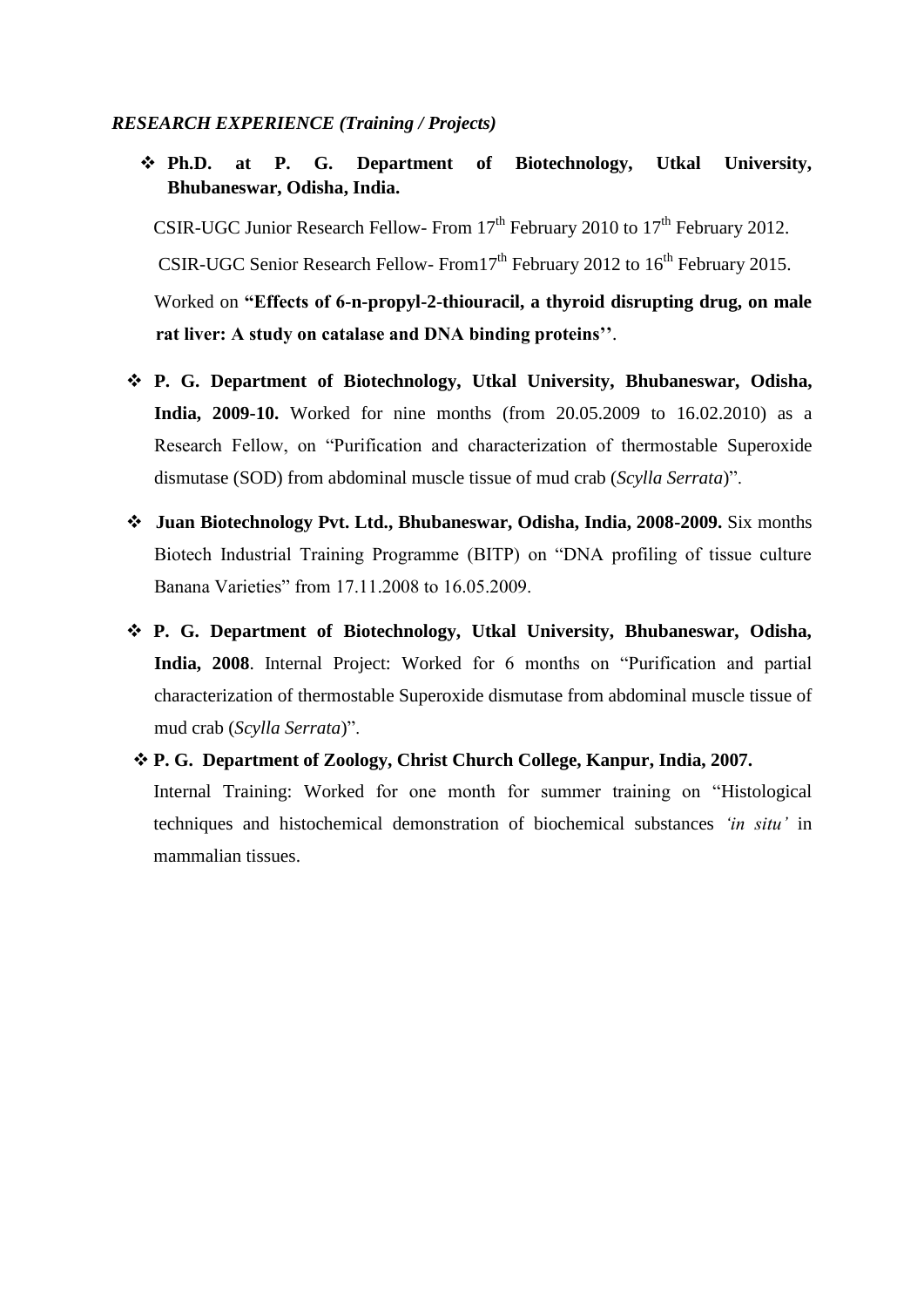***RESEARCH EXPERIENCE (Training / Projects)***

- **Ph.D. at P. G. Department of Biotechnology, Utkal University, Bhubaneswar, Odisha, India.**

  CSIR-UGC Junior Research Fellow- From 17th February 2010 to 17th February 2012.

  CSIR-UGC Senior Research Fellow- From17th February 2012 to 16th February 2015.

  Worked on **"Effects of 6-n-propyl-2-thiouracil, a thyroid disrupting drug, on male rat liver: A study on catalase and DNA binding proteins''**.

- **P. G. Department of Biotechnology, Utkal University, Bhubaneswar, Odisha, India, 2009-10.** Worked for nine months (from 20.05.2009 to 16.02.2010) as a Research Fellow, on "Purification and characterization of thermostable Superoxide dismutase (SOD) from abdominal muscle tissue of mud crab (*Scylla Serrata*)".

- **Juan Biotechnology Pvt. Ltd., Bhubaneswar, Odisha, India, 2008-2009.** Six months Biotech Industrial Training Programme (BITP) on "DNA profiling of tissue culture Banana Varieties" from 17.11.2008 to 16.05.2009.

- **P. G. Department of Biotechnology, Utkal University, Bhubaneswar, Odisha, India, 2008**. Internal Project: Worked for 6 months on "Purification and partial characterization of thermostable Superoxide dismutase from abdominal muscle tissue of mud crab (*Scylla Serrata*)".

- **P. G. Department of Zoology, Christ Church College, Kanpur, India, 2007.**
  Internal Training: Worked for one month for summer training on "Histological techniques and histochemical demonstration of biochemical substances *'in situ'* in mammalian tissues.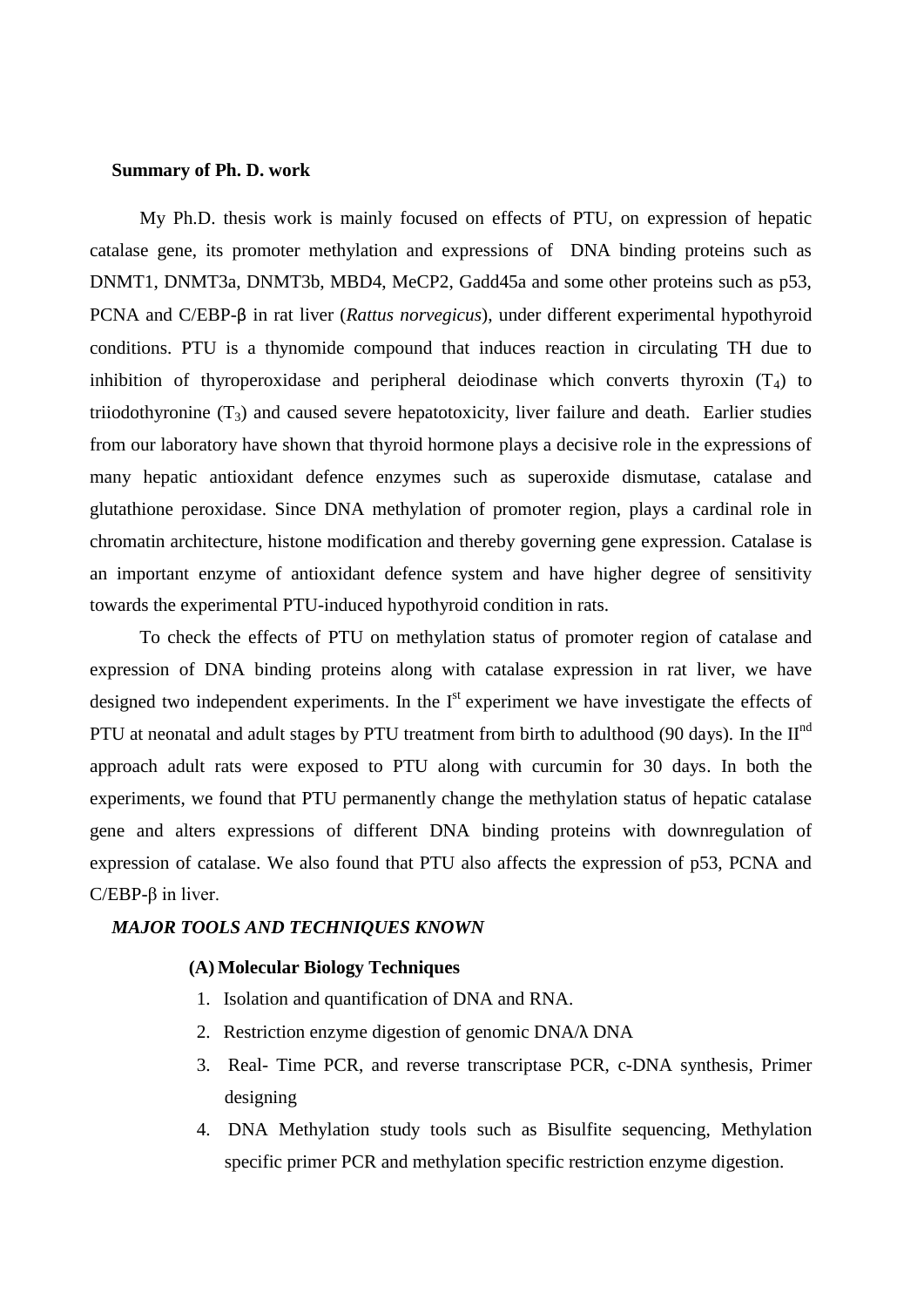**Summary of Ph. D. work**

My Ph.D. thesis work is mainly focused on effects of PTU, on expression of hepatic catalase gene, its promoter methylation and expressions of DNA binding proteins such as DNMT1, DNMT3a, DNMT3b, MBD4, MeCP2, Gadd45a and some other proteins such as p53, PCNA and C/EBP-β in rat liver (*Rattus norvegicus*), under different experimental hypothyroid conditions. PTU is a thynomide compound that induces reaction in circulating TH due to inhibition of thyroperoxidase and peripheral deiodinase which converts thyroxin ($T_4$) to triiodothyronine ($T_3$) and caused severe hepatotoxicity, liver failure and death. Earlier studies from our laboratory have shown that thyroid hormone plays a decisive role in the expressions of many hepatic antioxidant defence enzymes such as superoxide dismutase, catalase and glutathione peroxidase. Since DNA methylation of promoter region, plays a cardinal role in chromatin architecture, histone modification and thereby governing gene expression. Catalase is an important enzyme of antioxidant defence system and have higher degree of sensitivity towards the experimental PTU-induced hypothyroid condition in rats.

To check the effects of PTU on methylation status of promoter region of catalase and expression of DNA binding proteins along with catalase expression in rat liver, we have designed two independent experiments. In the I$^{st}$ experiment we have investigate the effects of PTU at neonatal and adult stages by PTU treatment from birth to adulthood (90 days). In the II$^{nd}$ approach adult rats were exposed to PTU along with curcumin for 30 days. In both the experiments, we found that PTU permanently change the methylation status of hepatic catalase gene and alters expressions of different DNA binding proteins with downregulation of expression of catalase. We also found that PTU also affects the expression of p53, PCNA and C/EBP-β in liver.

***MAJOR TOOLS AND TECHNIQUES KNOWN***

**(A) Molecular Biology Techniques**

1. Isolation and quantification of DNA and RNA.
2. Restriction enzyme digestion of genomic DNA/λ DNA
3. Real- Time PCR, and reverse transcriptase PCR, c-DNA synthesis, Primer designing
4. DNA Methylation study tools such as Bisulfite sequencing, Methylation specific primer PCR and methylation specific restriction enzyme digestion.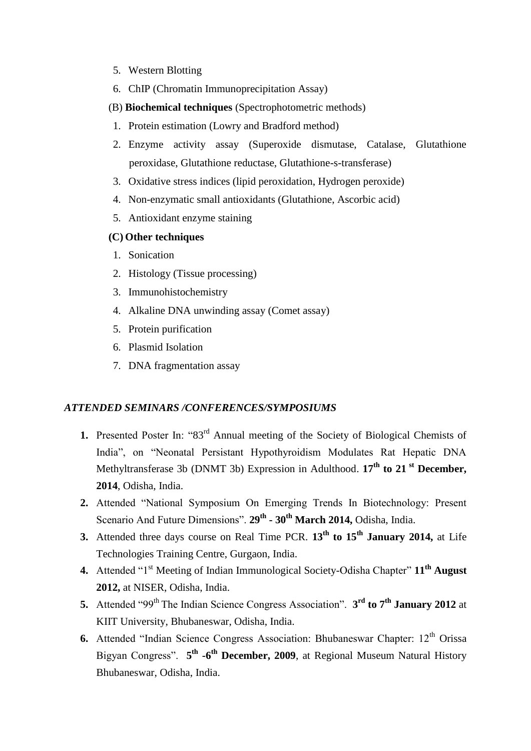5. Western Blotting
6. ChIP (Chromatin Immunoprecipitation Assay)

(B) **Biochemical techniques** (Spectrophotometric methods)

1. Protein estimation (Lowry and Bradford method)
2. Enzyme activity assay (Superoxide dismutase, Catalase, Glutathione peroxidase, Glutathione reductase, Glutathione-s-transferase)
3. Oxidative stress indices (lipid peroxidation, Hydrogen peroxide)
4. Non-enzymatic small antioxidants (Glutathione, Ascorbic acid)
5. Antioxidant enzyme staining

**(C) Other techniques**

1. Sonication
2. Histology (Tissue processing)
3. Immunohistochemistry
4. Alkaline DNA unwinding assay (Comet assay)
5. Protein purification
6. Plasmid Isolation
7. DNA fragmentation assay

***ATTENDED SEMINARS /CONFERENCES/SYMPOSIUMS***

1. Presented Poster In: "83rd Annual meeting of the Society of Biological Chemists of India", on "Neonatal Persistant Hypothyroidism Modulates Rat Hepatic DNA Methyltransferase 3b (DNMT 3b) Expression in Adulthood. **17th to 21 st December, 2014**, Odisha, India.
2. Attended "National Symposium On Emerging Trends In Biotechnology: Present Scenario And Future Dimensions". **29th - 30th March 2014,** Odisha, India.
3. Attended three days course on Real Time PCR. **13th to 15th January 2014,** at Life Technologies Training Centre, Gurgaon, India.
4. Attended "1st Meeting of Indian Immunological Society-Odisha Chapter" **11th August 2012,** at NISER, Odisha, India.
5. Attended "99th The Indian Science Congress Association". **3rd to 7th January 2012** at KIIT University, Bhubaneswar, Odisha, India.
6. Attended "Indian Science Congress Association: Bhubaneswar Chapter: 12th Orissa Bigyan Congress". **5th -6th December, 2009**, at Regional Museum Natural History Bhubaneswar, Odisha, India.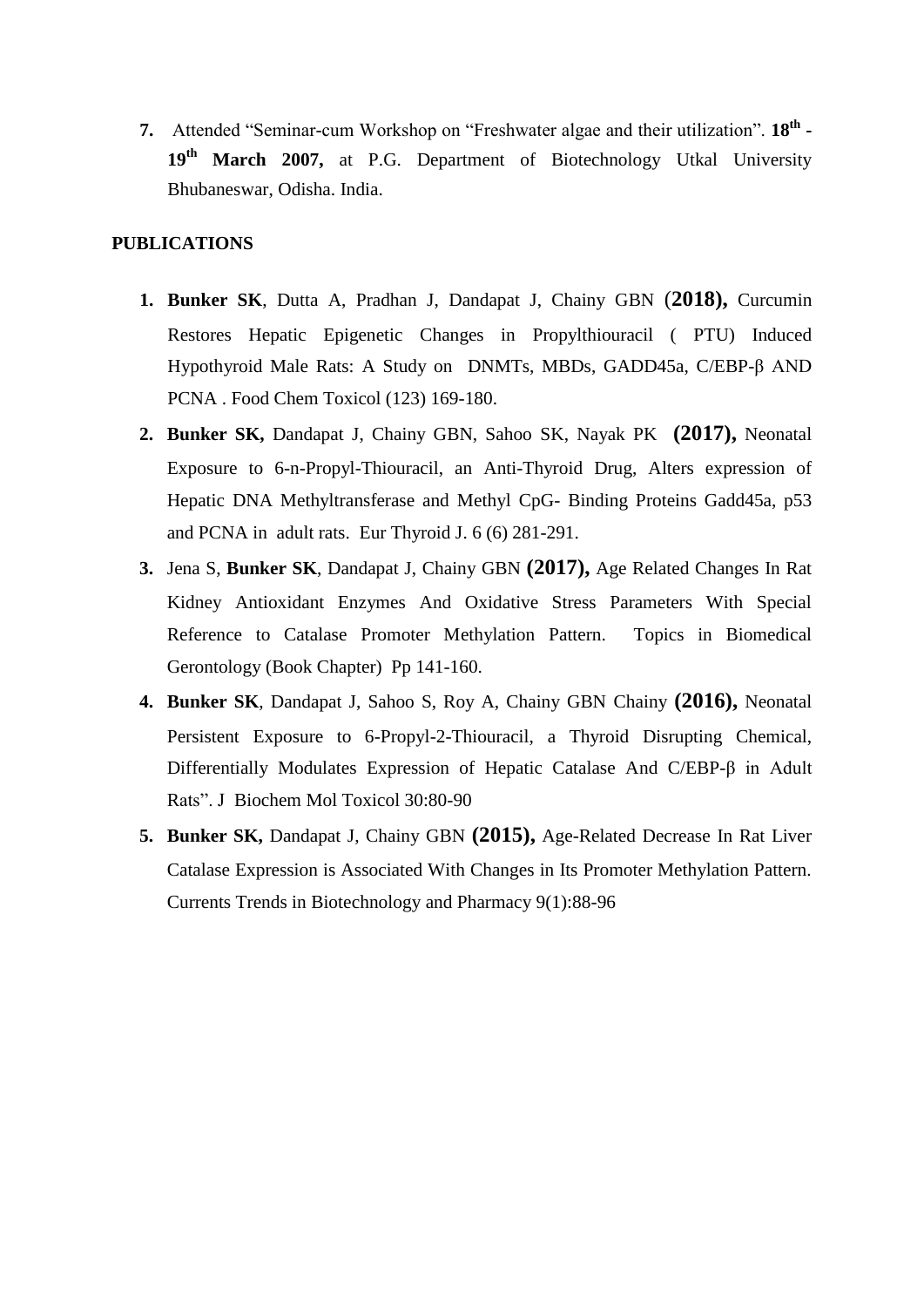7. Attended "Seminar-cum Workshop on "Freshwater algae and their utilization". **18th - 19th March 2007,** at P.G. Department of Biotechnology Utkal University Bhubaneswar, Odisha. India.

**PUBLICATIONS**

1. **Bunker SK**, Dutta A, Pradhan J, Dandapat J, Chainy GBN (**2018),** Curcumin Restores Hepatic Epigenetic Changes in Propylthiouracil ( PTU) Induced Hypothyroid Male Rats: A Study on DNMTs, MBDs, GADD45a, C/EBP-β AND PCNA . Food Chem Toxicol (123) 169-180.
2. **Bunker SK,** Dandapat J, Chainy GBN, Sahoo SK, Nayak PK **(2017),** Neonatal Exposure to 6-n-Propyl-Thiouracil, an Anti-Thyroid Drug, Alters expression of Hepatic DNA Methyltransferase and Methyl CpG- Binding Proteins Gadd45a, p53 and PCNA in adult rats. Eur Thyroid J. 6 (6) 281-291.
3. Jena S, **Bunker SK**, Dandapat J, Chainy GBN **(2017),** Age Related Changes In Rat Kidney Antioxidant Enzymes And Oxidative Stress Parameters With Special Reference to Catalase Promoter Methylation Pattern. Topics in Biomedical Gerontology (Book Chapter) Pp 141-160.
4. **Bunker SK**, Dandapat J, Sahoo S, Roy A, Chainy GBN Chainy **(2016),** Neonatal Persistent Exposure to 6-Propyl-2-Thiouracil, a Thyroid Disrupting Chemical, Differentially Modulates Expression of Hepatic Catalase And C/EBP-β in Adult Rats". J Biochem Mol Toxicol 30:80-90
5. **Bunker SK,** Dandapat J, Chainy GBN **(2015),** Age-Related Decrease In Rat Liver Catalase Expression is Associated With Changes in Its Promoter Methylation Pattern. Currents Trends in Biotechnology and Pharmacy 9(1):88-96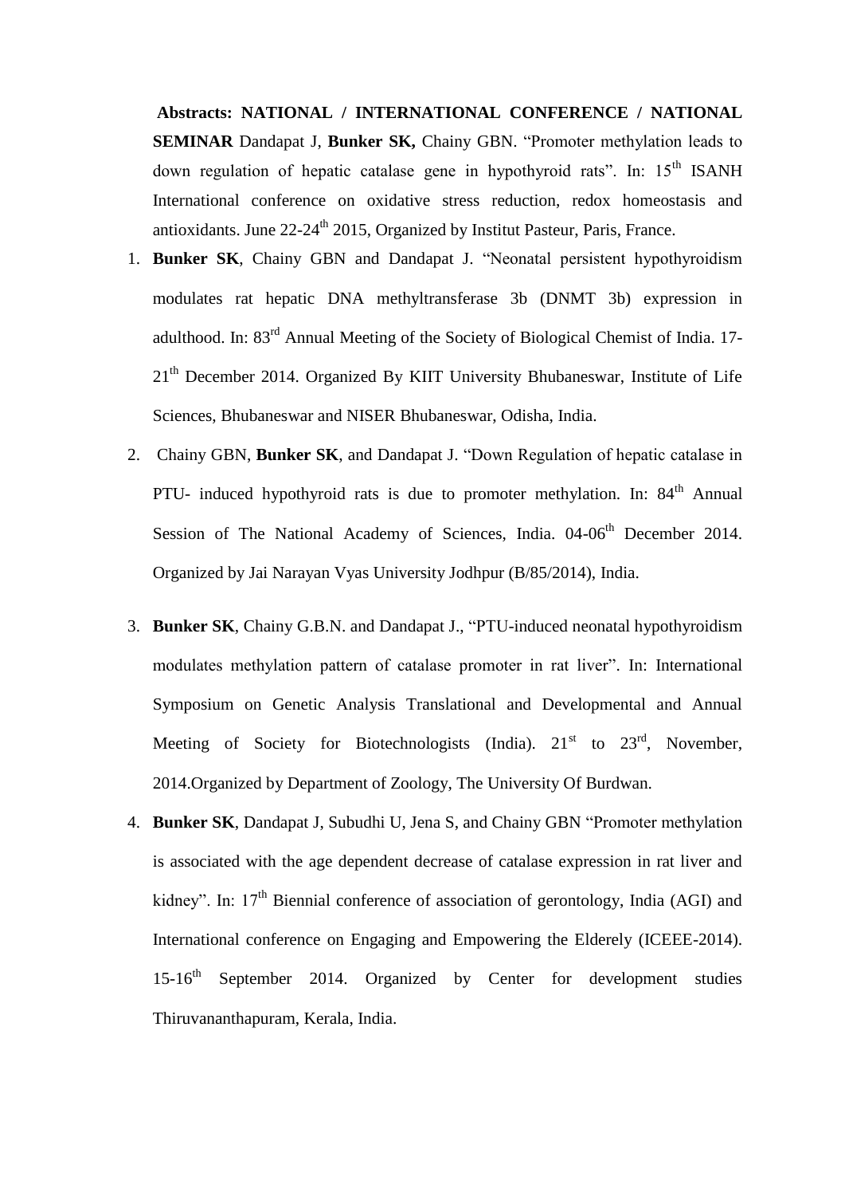**Abstracts: NATIONAL / INTERNATIONAL CONFERENCE / NATIONAL SEMINAR** Dandapat J, **Bunker SK,** Chainy GBN. "Promoter methylation leads to down regulation of hepatic catalase gene in hypothyroid rats". In: 15th ISANH International conference on oxidative stress reduction, redox homeostasis and antioxidants. June 22-24th 2015, Organized by Institut Pasteur, Paris, France.

1. **Bunker SK**, Chainy GBN and Dandapat J. "Neonatal persistent hypothyroidism modulates rat hepatic DNA methyltransferase 3b (DNMT 3b) expression in adulthood. In: 83rd Annual Meeting of the Society of Biological Chemist of India. 17-21th December 2014. Organized By KIIT University Bhubaneswar, Institute of Life Sciences, Bhubaneswar and NISER Bhubaneswar, Odisha, India.
2. Chainy GBN, **Bunker SK**, and Dandapat J. "Down Regulation of hepatic catalase in PTU- induced hypothyroid rats is due to promoter methylation. In: 84th Annual Session of The National Academy of Sciences, India. 04-06th December 2014. Organized by Jai Narayan Vyas University Jodhpur (B/85/2014), India.
3. **Bunker SK**, Chainy G.B.N. and Dandapat J., "PTU-induced neonatal hypothyroidism modulates methylation pattern of catalase promoter in rat liver". In: International Symposium on Genetic Analysis Translational and Developmental and Annual Meeting of Society for Biotechnologists (India). 21st to 23rd, November, 2014.Organized by Department of Zoology, The University Of Burdwan.
4. **Bunker SK**, Dandapat J, Subudhi U, Jena S, and Chainy GBN "Promoter methylation is associated with the age dependent decrease of catalase expression in rat liver and kidney". In: 17th Biennial conference of association of gerontology, India (AGI) and International conference on Engaging and Empowering the Elderely (ICEEE-2014). 15-16th September 2014. Organized by Center for development studies Thiruvananthapuram, Kerala, India.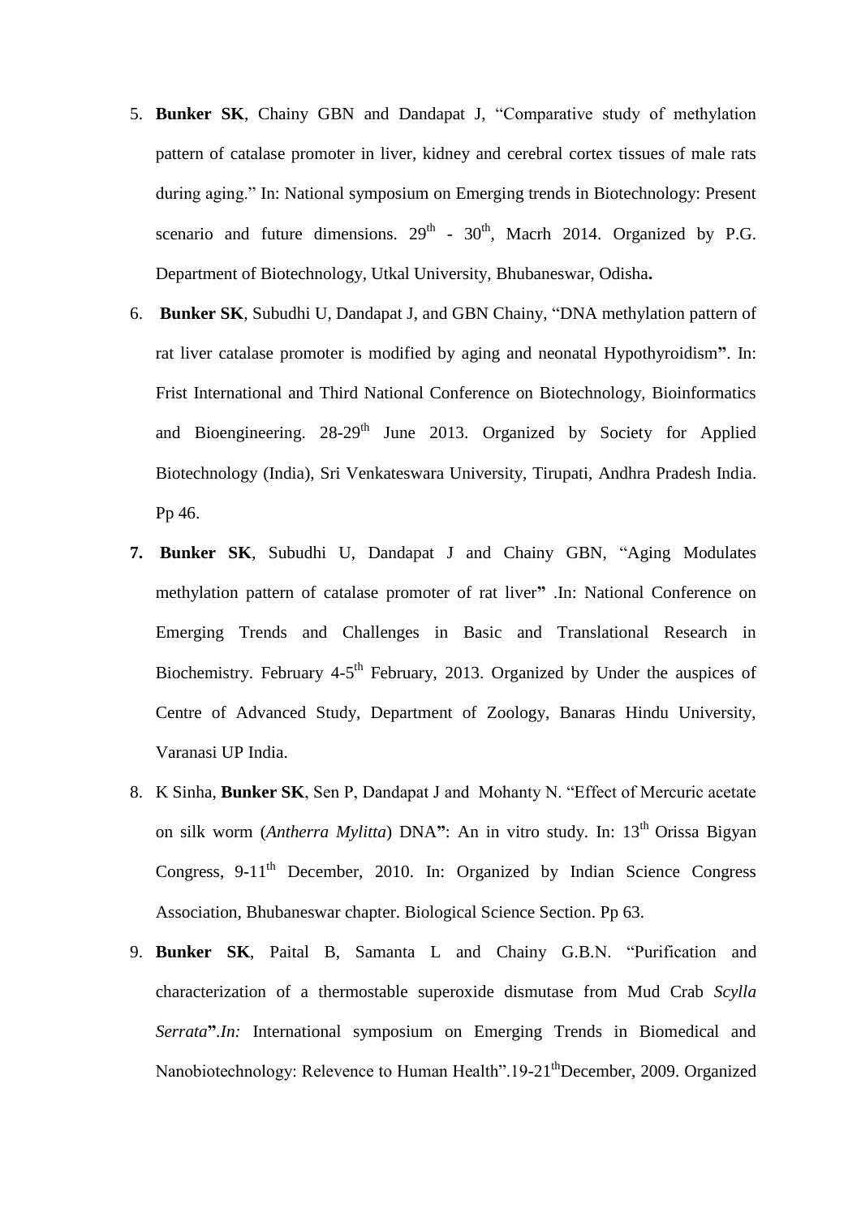5. **Bunker SK**, Chainy GBN and Dandapat J, "Comparative study of methylation pattern of catalase promoter in liver, kidney and cerebral cortex tissues of male rats during aging." In: National symposium on Emerging trends in Biotechnology: Present scenario and future dimensions. 29th - 30th, Macrh 2014. Organized by P.G. Department of Biotechnology, Utkal University, Bhubaneswar, Odisha**.**
6. **Bunker SK**, Subudhi U, Dandapat J, and GBN Chainy, "DNA methylation pattern of rat liver catalase promoter is modified by aging and neonatal Hypothyroidism**"**. In: Frist International and Third National Conference on Biotechnology, Bioinformatics and Bioengineering. 28-29th June 2013. Organized by Society for Applied Biotechnology (India), Sri Venkateswara University, Tirupati, Andhra Pradesh India. Pp 46.
7. **Bunker SK**, Subudhi U, Dandapat J and Chainy GBN, "Aging Modulates methylation pattern of catalase promoter of rat liver**"** .In: National Conference on Emerging Trends and Challenges in Basic and Translational Research in Biochemistry. February 4-5th February, 2013. Organized by Under the auspices of Centre of Advanced Study, Department of Zoology, Banaras Hindu University, Varanasi UP India.
8. K Sinha, **Bunker SK**, Sen P, Dandapat J and Mohanty N. "Effect of Mercuric acetate on silk worm (*Antherra Mylitta*) DNA**"**: An in vitro study. In: 13th Orissa Bigyan Congress, 9-11th December, 2010. In: Organized by Indian Science Congress Association, Bhubaneswar chapter. Biological Science Section. Pp 63.
9. **Bunker SK**, Paital B, Samanta L and Chainy G.B.N. "Purification and characterization of a thermostable superoxide dismutase from Mud Crab *Scylla Serrata***"**.*In:* International symposium on Emerging Trends in Biomedical and Nanobiotechnology: Relevence to Human Health".19-21thDecember, 2009. Organized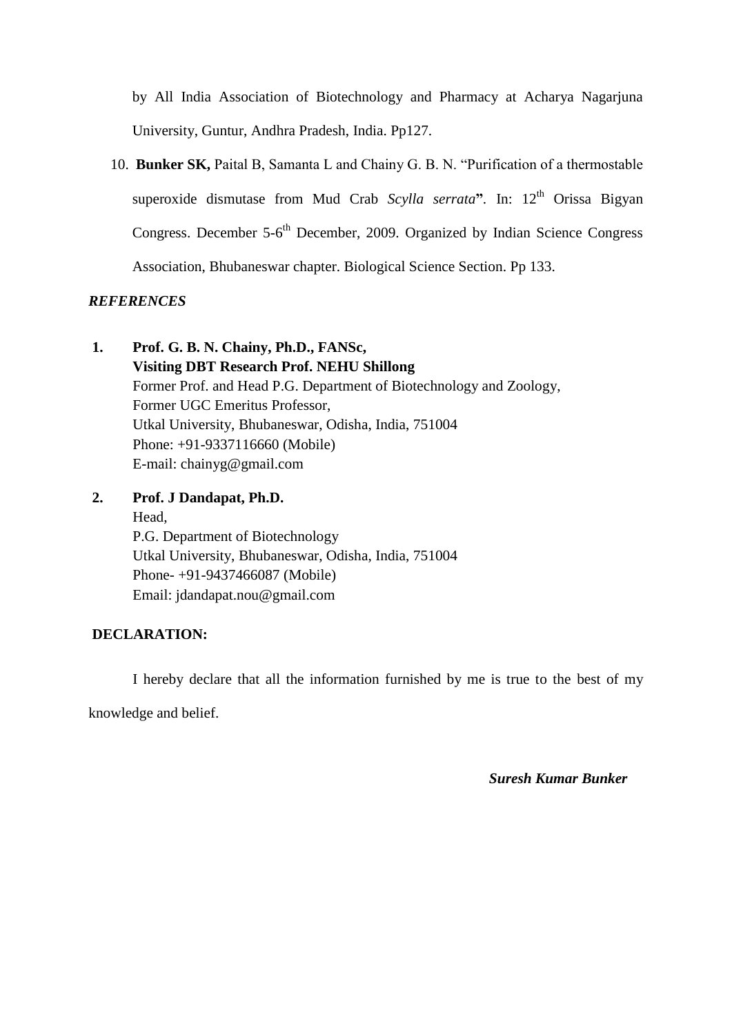by All India Association of Biotechnology and Pharmacy at Acharya Nagarjuna University, Guntur, Andhra Pradesh, India. Pp127.

10. **Bunker SK,** Paital B, Samanta L and Chainy G. B. N. "Purification of a thermostable superoxide dismutase from Mud Crab *Scylla serrata***"**. In: 12th Orissa Bigyan Congress. December 5-6th December, 2009. Organized by Indian Science Congress Association, Bhubaneswar chapter. Biological Science Section. Pp 133.

***REFERENCES***

1. **Prof. G. B. N. Chainy, Ph.D., FANSc,**
   **Visiting DBT Research Prof. NEHU Shillong**
   Former Prof. and Head P.G. Department of Biotechnology and Zoology,
   Former UGC Emeritus Professor,
   Utkal University, Bhubaneswar, Odisha, India, 751004
   Phone: +91-9337116660 (Mobile)
   E-mail: chainyg@gmail.com

2. **Prof. J Dandapat, Ph.D.**
   Head,
   P.G. Department of Biotechnology
   Utkal University, Bhubaneswar, Odisha, India, 751004
   Phone- +91-9437466087 (Mobile)
   Email: jdandapat.nou@gmail.com

**DECLARATION:**

I hereby declare that all the information furnished by me is true to the best of my knowledge and belief.

***Suresh Kumar Bunker***